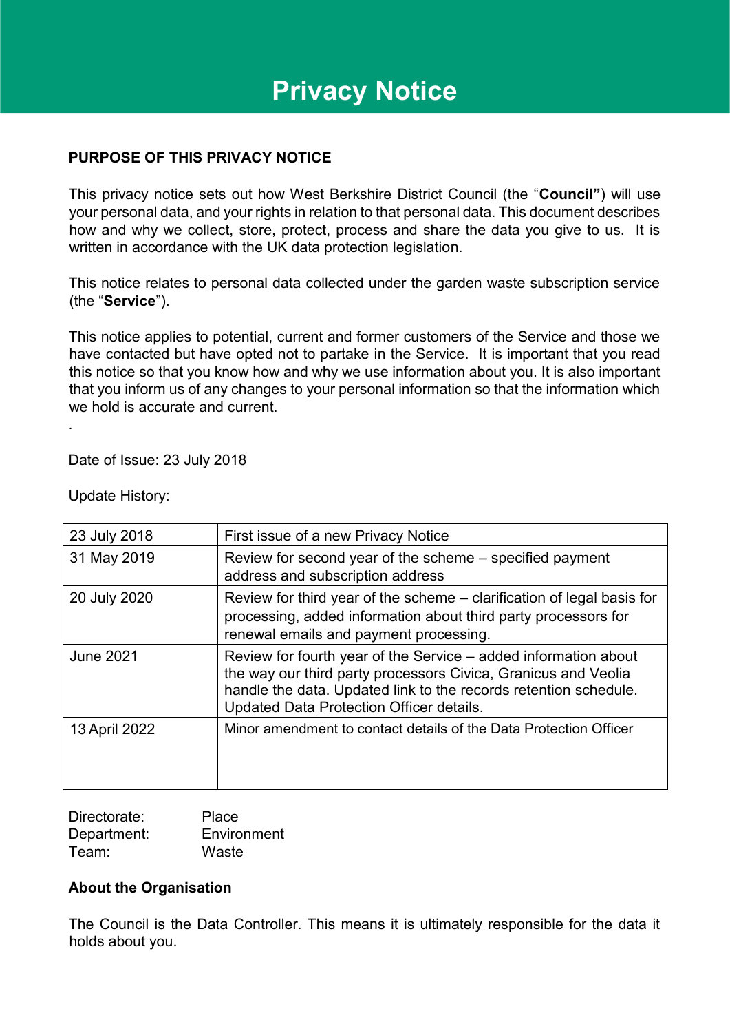# Privacy Notice

**PURPOSE OF THIS PRIVACY NOTICE**

This privacy notice sets out how West Berkshire District Council (the "**Council"**) will use your personal data, and your rights in relation to that personal data. This document describes how and why we collect, store, protect, process and share the data you give to us. It is written in accordance with the UK data protection legislation.

This notice relates to personal data collected under the garden waste subscription service (the "**Service**").

This notice applies to potential, current and former customers of the Service and those we have contacted but have opted not to partake in the Service. It is important that you read this notice so that you know how and why we use information about you. It is also important that you inform us of any changes to your personal information so that the information which we hold is accurate and current.

.

Date of Issue: 23 July 2018

Update History:

| | |
|---|---|
| 23 July 2018 | First issue of a new Privacy Notice |
| 31 May 2019 | Review for second year of the scheme – specified payment address and subscription address |
| 20 July 2020 | Review for third year of the scheme – clarification of legal basis for processing, added information about third party processors for renewal emails and payment processing. |
| June 2021 | Review for fourth year of the Service – added information about the way our third party processors Civica, Granicus and Veolia handle the data. Updated link to the records retention schedule. Updated Data Protection Officer details. |
| 13 April 2022 | Minor amendment to contact details of the Data Protection Officer |

Directorate: Place
Department: Environment
Team: Waste

**About the Organisation**

The Council is the Data Controller. This means it is ultimately responsible for the data it holds about you.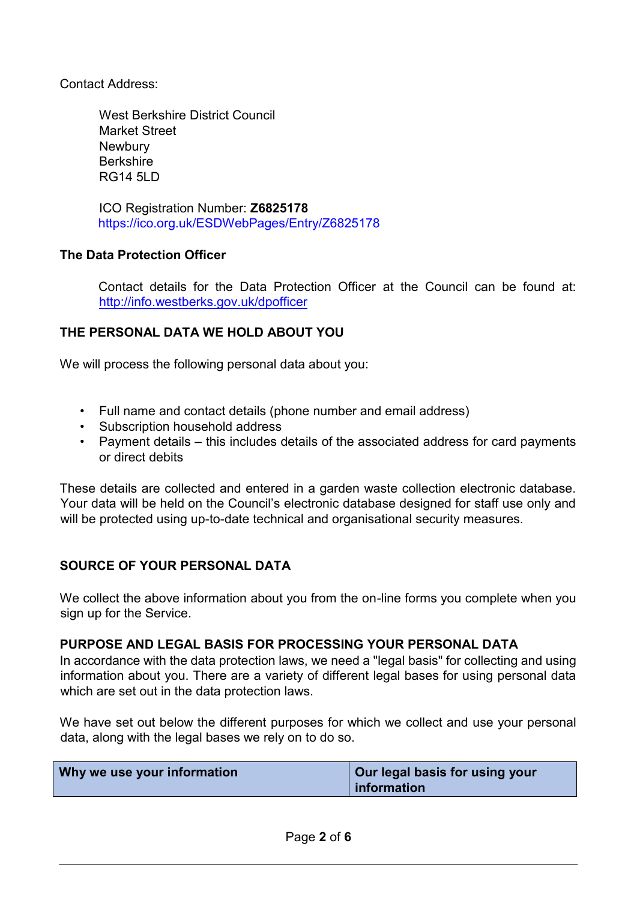Contact Address:

West Berkshire District Council
Market Street
Newbury
Berkshire
RG14 5LD

ICO Registration Number: **Z6825178**
https://ico.org.uk/ESDWebPages/Entry/Z6825178

**The Data Protection Officer**

Contact details for the Data Protection Officer at the Council can be found at: http://info.westberks.gov.uk/dpofficer

## THE PERSONAL DATA WE HOLD ABOUT YOU

We will process the following personal data about you:

- Full name and contact details (phone number and email address)
- Subscription household address
- Payment details – this includes details of the associated address for card payments or direct debits

These details are collected and entered in a garden waste collection electronic database. Your data will be held on the Council's electronic database designed for staff use only and will be protected using up-to-date technical and organisational security measures.

## SOURCE OF YOUR PERSONAL DATA

We collect the above information about you from the on-line forms you complete when you sign up for the Service.

## PURPOSE AND LEGAL BASIS FOR PROCESSING YOUR PERSONAL DATA

In accordance with the data protection laws, we need a "legal basis" for collecting and using information about you. There are a variety of different legal bases for using personal data which are set out in the data protection laws.

We have set out below the different purposes for which we collect and use your personal data, along with the legal bases we rely on to do so.

| Why we use your information | Our legal basis for using your information |
|---|---|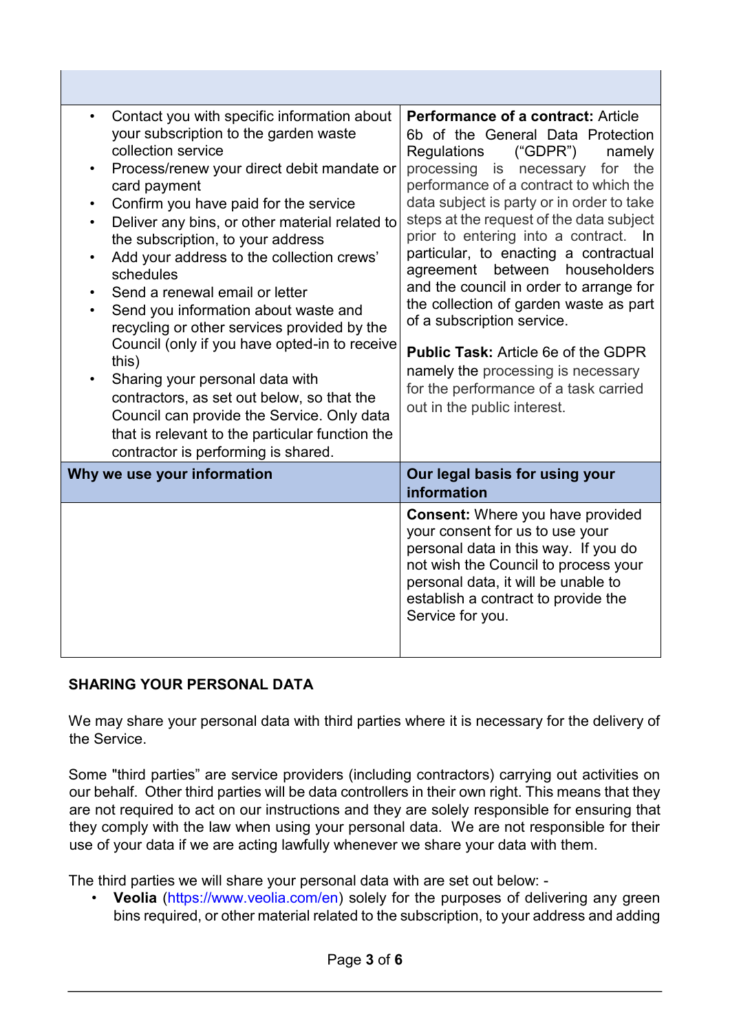| | |
|---|---|
| • Contact you with specific information about your subscription to the garden waste collection service<br>• Process/renew your direct debit mandate or card payment<br>• Confirm you have paid for the service<br>• Deliver any bins, or other material related to the subscription, to your address<br>• Add your address to the collection crews' schedules<br>• Send a renewal email or letter<br>• Send you information about waste and recycling or other services provided by the Council (only if you have opted-in to receive this)<br>• Sharing your personal data with contractors, as set out below, so that the Council can provide the Service. Only data that is relevant to the particular function the contractor is performing is shared. | **Performance of a contract:** Article 6b of the General Data Protection Regulations ("GDPR") namely processing is necessary for the performance of a contract to which the data subject is party or in order to take steps at the request of the data subject prior to entering into a contract. In particular, to enacting a contractual agreement between householders and the council in order to arrange for the collection of garden waste as part of a subscription service.<br><br>**Public Task:** Article 6e of the GDPR namely the processing is necessary for the performance of a task carried out in the public interest. |
| **Why we use your information** | **Our legal basis for using your information** |
| | **Consent:** Where you have provided your consent for us to use your personal data in this way. If you do not wish the Council to process your personal data, it will be unable to establish a contract to provide the Service for you. |

## SHARING YOUR PERSONAL DATA

We may share your personal data with third parties where it is necessary for the delivery of the Service.

Some "third parties" are service providers (including contractors) carrying out activities on our behalf. Other third parties will be data controllers in their own right. This means that they are not required to act on our instructions and they are solely responsible for ensuring that they comply with the law when using your personal data. We are not responsible for their use of your data if we are acting lawfully whenever we share your data with them.

The third parties we will share your personal data with are set out below: -

- **Veolia** (https://www.veolia.com/en) solely for the purposes of delivering any green bins required, or other material related to the subscription, to your address and adding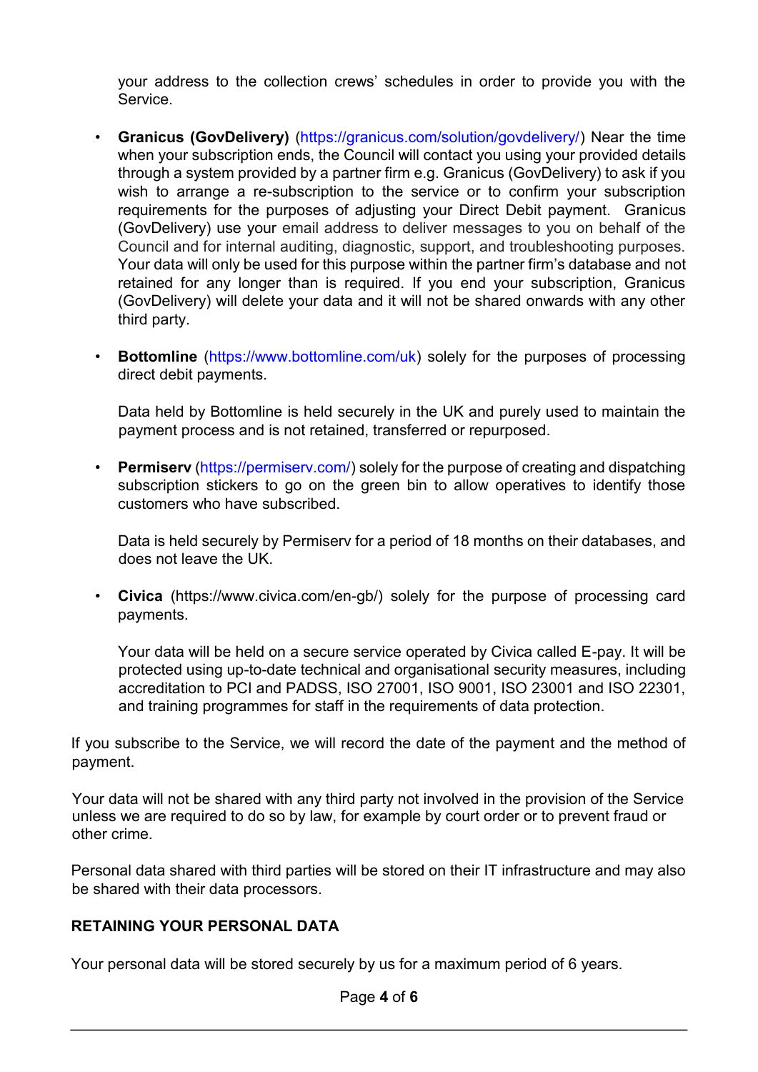your address to the collection crews' schedules in order to provide you with the Service.

- **Granicus (GovDelivery)** (https://granicus.com/solution/govdelivery/) Near the time when your subscription ends, the Council will contact you using your provided details through a system provided by a partner firm e.g. Granicus (GovDelivery) to ask if you wish to arrange a re-subscription to the service or to confirm your subscription requirements for the purposes of adjusting your Direct Debit payment. Granicus (GovDelivery) use your email address to deliver messages to you on behalf of the Council and for internal auditing, diagnostic, support, and troubleshooting purposes. Your data will only be used for this purpose within the partner firm's database and not retained for any longer than is required. If you end your subscription, Granicus (GovDelivery) will delete your data and it will not be shared onwards with any other third party.

- **Bottomline** (https://www.bottomline.com/uk) solely for the purposes of processing direct debit payments.

  Data held by Bottomline is held securely in the UK and purely used to maintain the payment process and is not retained, transferred or repurposed.

- **Permiserv** (https://permiserv.com/) solely for the purpose of creating and dispatching subscription stickers to go on the green bin to allow operatives to identify those customers who have subscribed.

  Data is held securely by Permiserv for a period of 18 months on their databases, and does not leave the UK.

- **Civica** (https://www.civica.com/en-gb/) solely for the purpose of processing card payments.

  Your data will be held on a secure service operated by Civica called E-pay. It will be protected using up-to-date technical and organisational security measures, including accreditation to PCI and PADSS, ISO 27001, ISO 9001, ISO 23001 and ISO 22301, and training programmes for staff in the requirements of data protection.

If you subscribe to the Service, we will record the date of the payment and the method of payment.

Your data will not be shared with any third party not involved in the provision of the Service unless we are required to do so by law, for example by court order or to prevent fraud or other crime.

Personal data shared with third parties will be stored on their IT infrastructure and may also be shared with their data processors.

## RETAINING YOUR PERSONAL DATA

Your personal data will be stored securely by us for a maximum period of 6 years.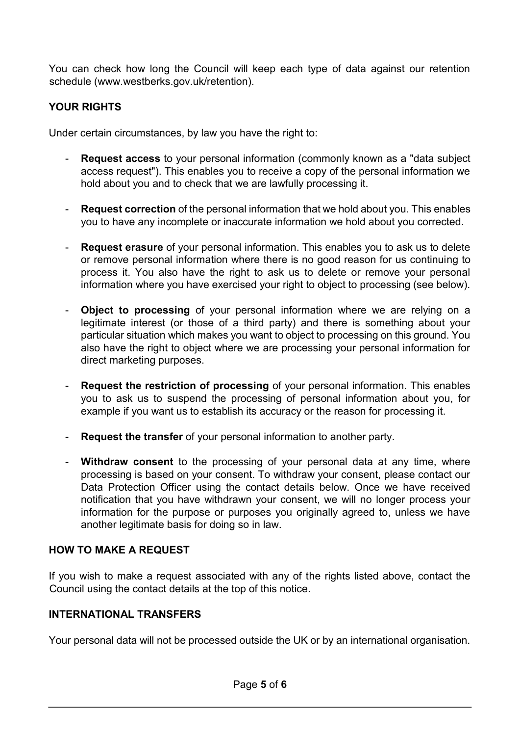You can check how long the Council will keep each type of data against our retention schedule (www.westberks.gov.uk/retention).

## YOUR RIGHTS

Under certain circumstances, by law you have the right to:

- **Request access** to your personal information (commonly known as a "data subject access request"). This enables you to receive a copy of the personal information we hold about you and to check that we are lawfully processing it.

- **Request correction** of the personal information that we hold about you. This enables you to have any incomplete or inaccurate information we hold about you corrected.

- **Request erasure** of your personal information. This enables you to ask us to delete or remove personal information where there is no good reason for us continuing to process it. You also have the right to ask us to delete or remove your personal information where you have exercised your right to object to processing (see below).

- **Object to processing** of your personal information where we are relying on a legitimate interest (or those of a third party) and there is something about your particular situation which makes you want to object to processing on this ground. You also have the right to object where we are processing your personal information for direct marketing purposes.

- **Request the restriction of processing** of your personal information. This enables you to ask us to suspend the processing of personal information about you, for example if you want us to establish its accuracy or the reason for processing it.

- **Request the transfer** of your personal information to another party.

- **Withdraw consent** to the processing of your personal data at any time, where processing is based on your consent. To withdraw your consent, please contact our Data Protection Officer using the contact details below. Once we have received notification that you have withdrawn your consent, we will no longer process your information for the purpose or purposes you originally agreed to, unless we have another legitimate basis for doing so in law.

## HOW TO MAKE A REQUEST

If you wish to make a request associated with any of the rights listed above, contact the Council using the contact details at the top of this notice.

## INTERNATIONAL TRANSFERS

Your personal data will not be processed outside the UK or by an international organisation.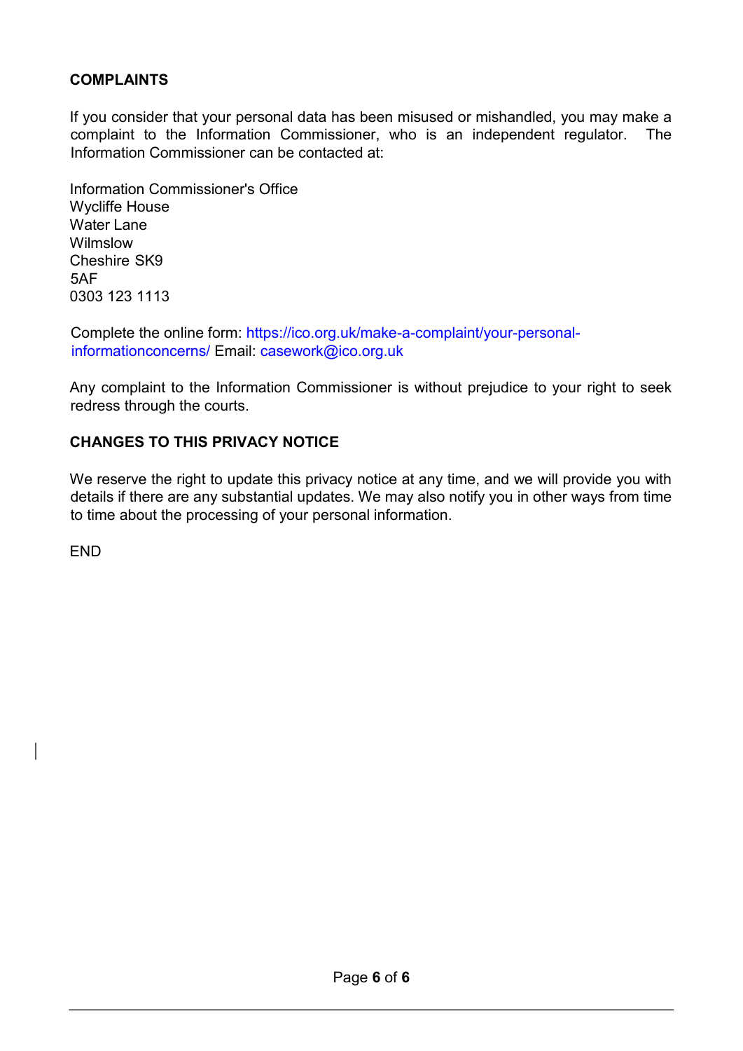## COMPLAINTS

If you consider that your personal data has been misused or mishandled, you may make a complaint to the Information Commissioner, who is an independent regulator. The Information Commissioner can be contacted at:

Information Commissioner's Office
Wycliffe House
Water Lane
Wilmslow
Cheshire SK9
5AF
0303 123 1113

Complete the online form: https://ico.org.uk/make-a-complaint/your-personal-informationconcerns/ Email: casework@ico.org.uk

Any complaint to the Information Commissioner is without prejudice to your right to seek redress through the courts.

## CHANGES TO THIS PRIVACY NOTICE

We reserve the right to update this privacy notice at any time, and we will provide you with details if there are any substantial updates. We may also notify you in other ways from time to time about the processing of your personal information.

END